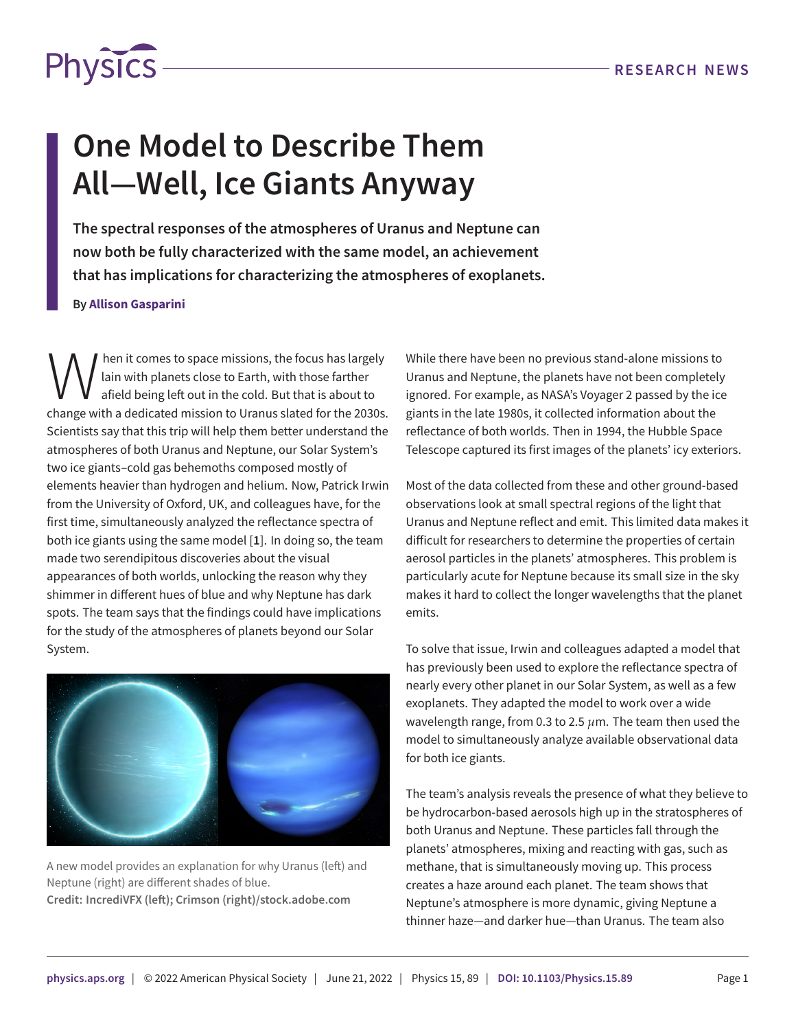# One Model to Describe Them All—Well, Ice Giants Anyway

**The spectral responses of the atmospheres of Uranus and Neptune can now both be fully characterized with the same model, an achievement that has implications for characterizing the atmospheres of exoplanets.**

By **Allison Gasparini**

When it comes to space missions, the focus has largely lain with planets close to Earth, with those farther afield being left out in the cold. But that is about to change with a dedicated mission to Uranus slated for the 2030s. Scientists say that this trip will help them better understand the atmospheres of both Uranus and Neptune, our Solar System's two ice giants–cold gas behemoths composed mostly of elements heavier than hydrogen and helium. Now, Patrick Irwin from the University of Oxford, UK, and colleagues have, for the first time, simultaneously analyzed the reflectance spectra of both ice giants using the same model [**1**]. In doing so, the team made two serendipitous discoveries about the visual appearances of both worlds, unlocking the reason why they shimmer in different hues of blue and why Neptune has dark spots. The team says that the findings could have implications for the study of the atmospheres of planets beyond our Solar System.

A new model provides an explanation for why Uranus (left) and Neptune (right) are different shades of blue.
**Credit: IncrediVFX (left); Crimson (right)/stock.adobe.com**

While there have been no previous stand-alone missions to Uranus and Neptune, the planets have not been completely ignored. For example, as NASA's Voyager 2 passed by the ice giants in the late 1980s, it collected information about the reflectance of both worlds. Then in 1994, the Hubble Space Telescope captured its first images of the planets' icy exteriors.

Most of the data collected from these and other ground-based observations look at small spectral regions of the light that Uranus and Neptune reflect and emit. This limited data makes it difficult for researchers to determine the properties of certain aerosol particles in the planets' atmospheres. This problem is particularly acute for Neptune because its small size in the sky makes it hard to collect the longer wavelengths that the planet emits.

To solve that issue, Irwin and colleagues adapted a model that has previously been used to explore the reflectance spectra of nearly every other planet in our Solar System, as well as a few exoplanets. They adapted the model to work over a wide wavelength range, from 0.3 to 2.5 $\mu$m. The team then used the model to simultaneously analyze available observational data for both ice giants.

The team's analysis reveals the presence of what they believe to be hydrocarbon-based aerosols high up in the stratospheres of both Uranus and Neptune. These particles fall through the planets' atmospheres, mixing and reacting with gas, such as methane, that is simultaneously moving up. This process creates a haze around each planet. The team shows that Neptune's atmosphere is more dynamic, giving Neptune a thinner haze—and darker hue—than Uranus. The team also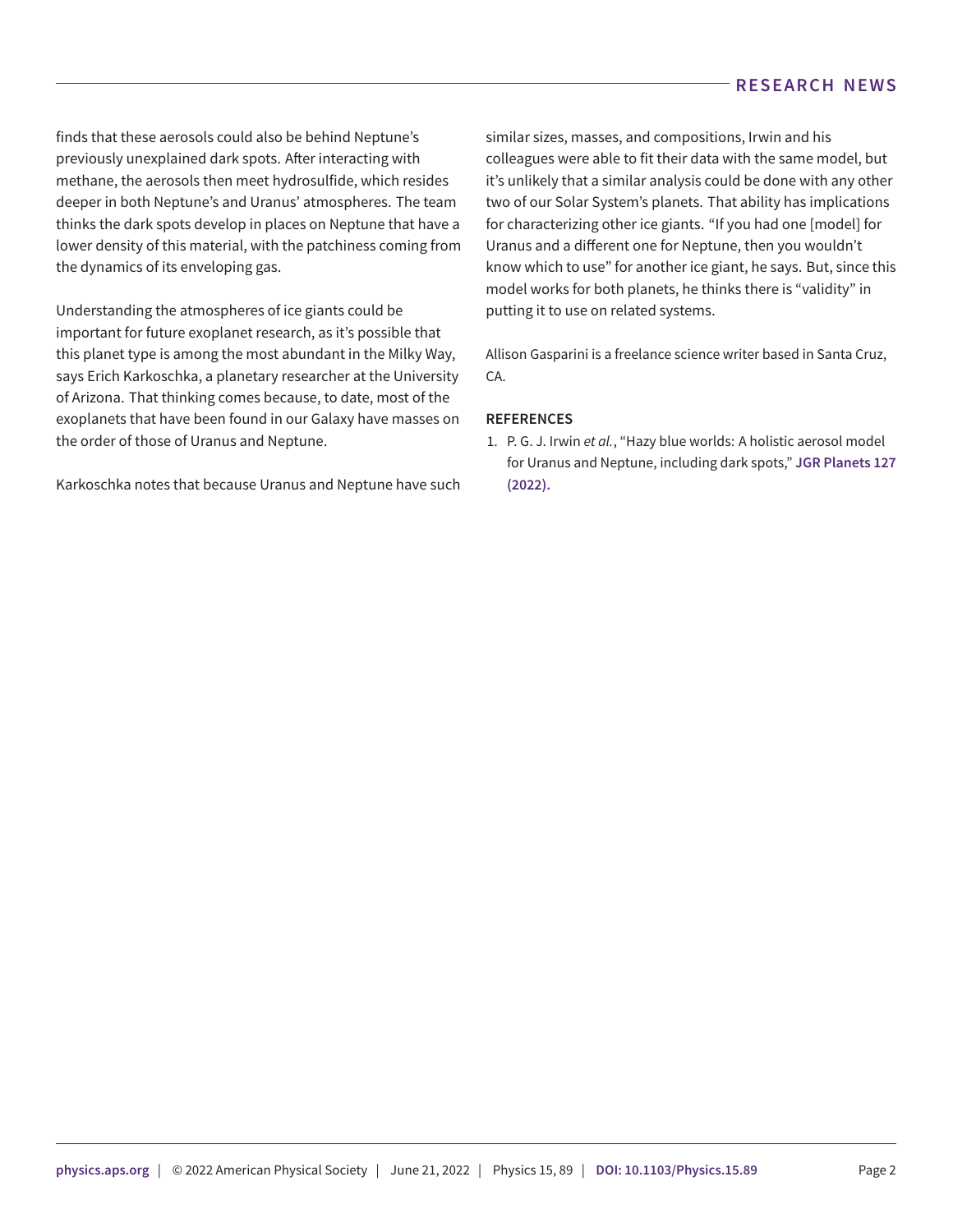finds that these aerosols could also be behind Neptune's previously unexplained dark spots. After interacting with methane, the aerosols then meet hydrosulfide, which resides deeper in both Neptune's and Uranus' atmospheres. The team thinks the dark spots develop in places on Neptune that have a lower density of this material, with the patchiness coming from the dynamics of its enveloping gas.

Understanding the atmospheres of ice giants could be important for future exoplanet research, as it's possible that this planet type is among the most abundant in the Milky Way, says Erich Karkoschka, a planetary researcher at the University of Arizona. That thinking comes because, to date, most of the exoplanets that have been found in our Galaxy have masses on the order of those of Uranus and Neptune.

Karkoschka notes that because Uranus and Neptune have such similar sizes, masses, and compositions, Irwin and his colleagues were able to fit their data with the same model, but it's unlikely that a similar analysis could be done with any other two of our Solar System's planets. That ability has implications for characterizing other ice giants. "If you had one [model] for Uranus and a different one for Neptune, then you wouldn't know which to use" for another ice giant, he says. But, since this model works for both planets, he thinks there is "validity" in putting it to use on related systems.

Allison Gasparini is a freelance science writer based in Santa Cruz, CA.

## REFERENCES

1. P. G. J. Irwin *et al.*, "Hazy blue worlds: A holistic aerosol model for Uranus and Neptune, including dark spots," **JGR Planets 127 (2022).**